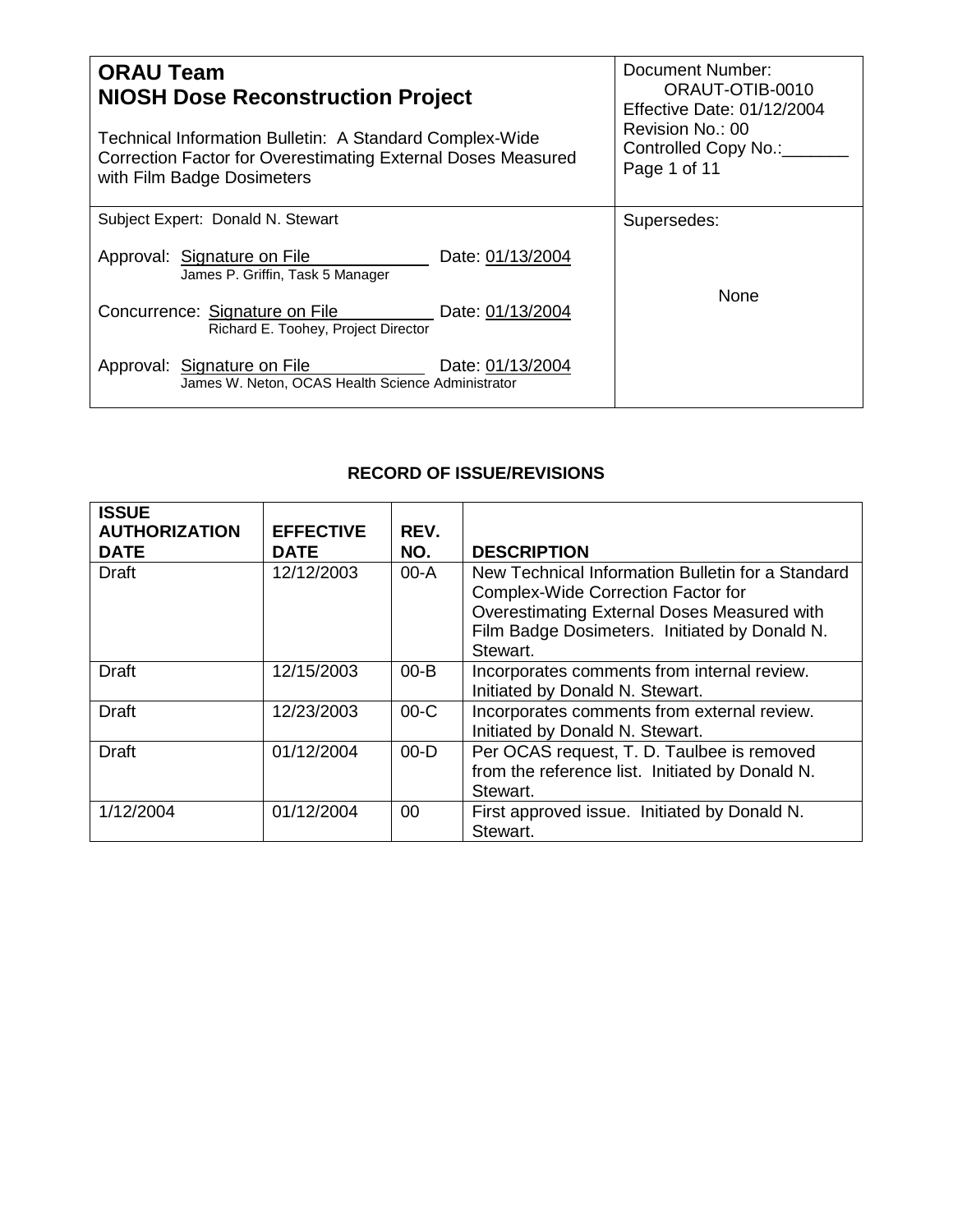| **ORAU Team**<br>**NIOSH Dose Reconstruction Project**<br><br>Technical Information Bulletin: A Standard Complex-Wide Correction Factor for Overestimating External Doses Measured with Film Badge Dosimeters | Document Number: ORAUT-OTIB-0010<br>Effective Date: 01/12/2004<br>Revision No.: 00<br>Controlled Copy No.:_______<br>Page 1 of 11 |
|---|---|
| Subject Expert: Donald N. Stewart<br><br>Approval: Signature on File Date: 01/13/2004<br>James P. Griffin, Task 5 Manager<br><br>Concurrence: Signature on File Date: 01/13/2004<br>Richard E. Toohey, Project Director<br><br>Approval: Signature on File Date: 01/13/2004<br>James W. Neton, OCAS Health Science Administrator | Supersedes:<br><br>None |

**RECORD OF ISSUE/REVISIONS**

| ISSUE AUTHORIZATION DATE | EFFECTIVE DATE | REV. NO. | DESCRIPTION |
|---|---|---|---|
| Draft | 12/12/2003 | 00-A | New Technical Information Bulletin for a Standard Complex-Wide Correction Factor for Overestimating External Doses Measured with Film Badge Dosimeters. Initiated by Donald N. Stewart. |
| Draft | 12/15/2003 | 00-B | Incorporates comments from internal review. Initiated by Donald N. Stewart. |
| Draft | 12/23/2003 | 00-C | Incorporates comments from external review. Initiated by Donald N. Stewart. |
| Draft | 01/12/2004 | 00-D | Per OCAS request, T. D. Taulbee is removed from the reference list. Initiated by Donald N. Stewart. |
| 1/12/2004 | 01/12/2004 | 00 | First approved issue. Initiated by Donald N. Stewart. |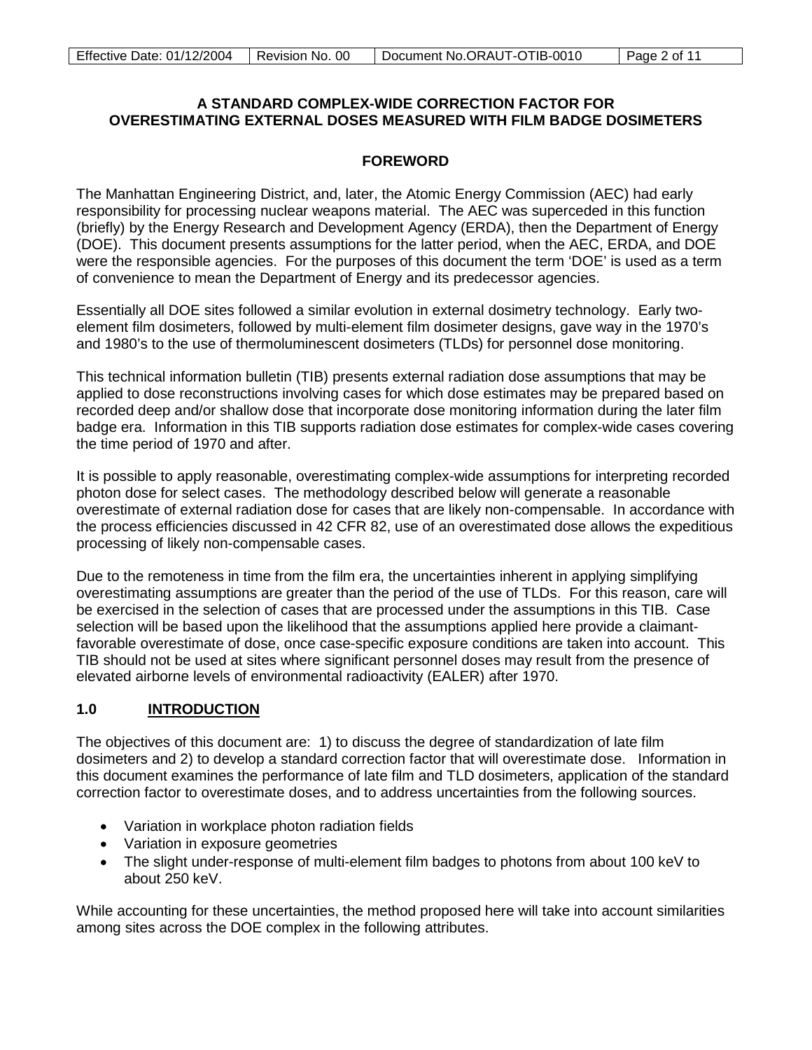**A STANDARD COMPLEX-WIDE CORRECTION FACTOR FOR OVERESTIMATING EXTERNAL DOSES MEASURED WITH FILM BADGE DOSIMETERS**

## FOREWORD

The Manhattan Engineering District, and, later, the Atomic Energy Commission (AEC) had early responsibility for processing nuclear weapons material. The AEC was superceded in this function (briefly) by the Energy Research and Development Agency (ERDA), then the Department of Energy (DOE). This document presents assumptions for the latter period, when the AEC, ERDA, and DOE were the responsible agencies. For the purposes of this document the term 'DOE' is used as a term of convenience to mean the Department of Energy and its predecessor agencies.

Essentially all DOE sites followed a similar evolution in external dosimetry technology. Early two-element film dosimeters, followed by multi-element film dosimeter designs, gave way in the 1970's and 1980's to the use of thermoluminescent dosimeters (TLDs) for personnel dose monitoring.

This technical information bulletin (TIB) presents external radiation dose assumptions that may be applied to dose reconstructions involving cases for which dose estimates may be prepared based on recorded deep and/or shallow dose that incorporate dose monitoring information during the later film badge era. Information in this TIB supports radiation dose estimates for complex-wide cases covering the time period of 1970 and after.

It is possible to apply reasonable, overestimating complex-wide assumptions for interpreting recorded photon dose for select cases. The methodology described below will generate a reasonable overestimate of external radiation dose for cases that are likely non-compensable. In accordance with the process efficiencies discussed in 42 CFR 82, use of an overestimated dose allows the expeditious processing of likely non-compensable cases.

Due to the remoteness in time from the film era, the uncertainties inherent in applying simplifying overestimating assumptions are greater than the period of the use of TLDs. For this reason, care will be exercised in the selection of cases that are processed under the assumptions in this TIB. Case selection will be based upon the likelihood that the assumptions applied here provide a claimant-favorable overestimate of dose, once case-specific exposure conditions are taken into account. This TIB should not be used at sites where significant personnel doses may result from the presence of elevated airborne levels of environmental radioactivity (EALER) after 1970.

## 1.0 INTRODUCTION

The objectives of this document are: 1) to discuss the degree of standardization of late film dosimeters and 2) to develop a standard correction factor that will overestimate dose. Information in this document examines the performance of late film and TLD dosimeters, application of the standard correction factor to overestimate doses, and to address uncertainties from the following sources.

- Variation in workplace photon radiation fields
- Variation in exposure geometries
- The slight under-response of multi-element film badges to photons from about 100 keV to about 250 keV.

While accounting for these uncertainties, the method proposed here will take into account similarities among sites across the DOE complex in the following attributes.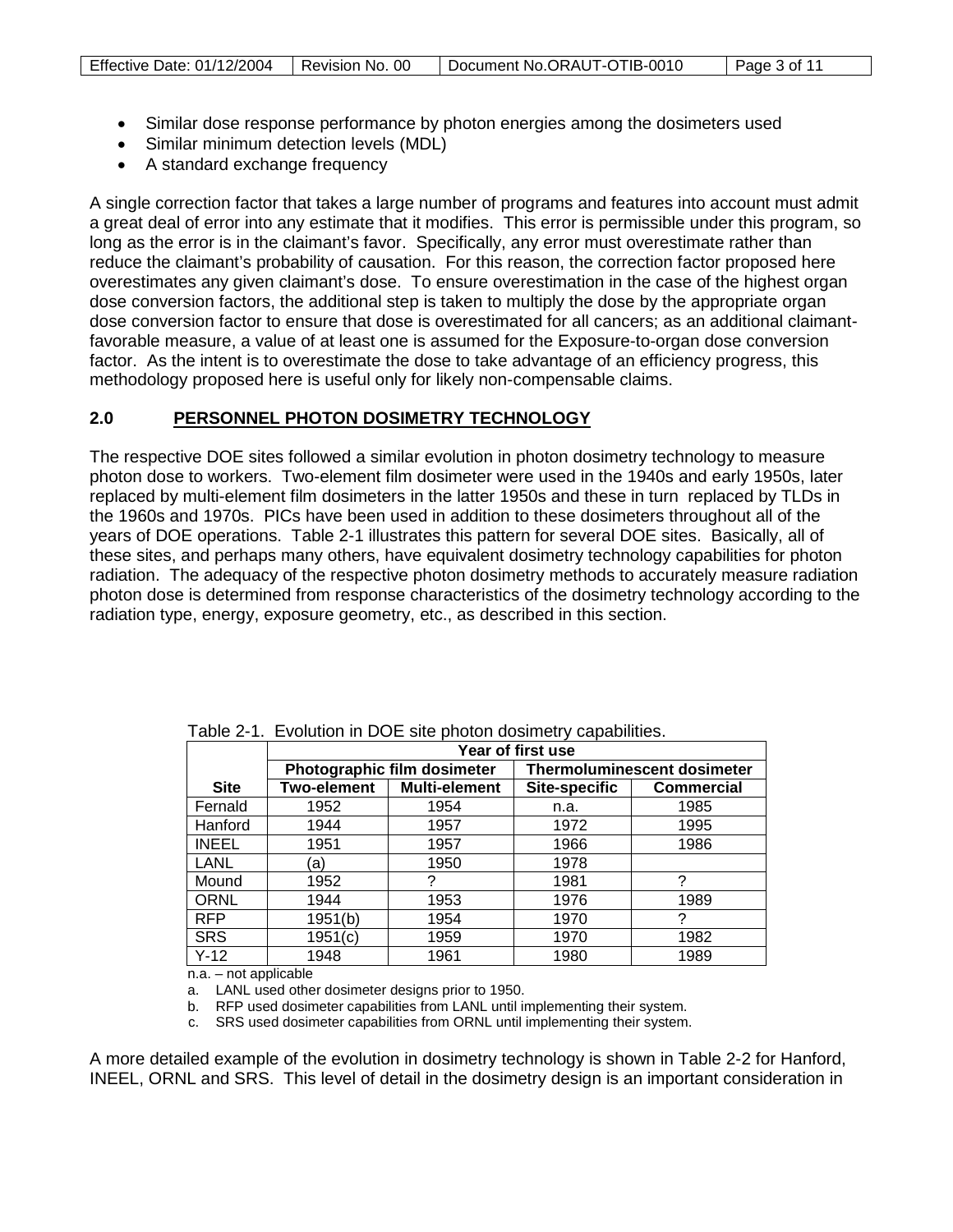- Similar dose response performance by photon energies among the dosimeters used
- Similar minimum detection levels (MDL)
- A standard exchange frequency

A single correction factor that takes a large number of programs and features into account must admit a great deal of error into any estimate that it modifies. This error is permissible under this program, so long as the error is in the claimant's favor. Specifically, any error must overestimate rather than reduce the claimant's probability of causation. For this reason, the correction factor proposed here overestimates any given claimant's dose. To ensure overestimation in the case of the highest organ dose conversion factors, the additional step is taken to multiply the dose by the appropriate organ dose conversion factor to ensure that dose is overestimated for all cancers; as an additional claimant-favorable measure, a value of at least one is assumed for the Exposure-to-organ dose conversion factor. As the intent is to overestimate the dose to take advantage of an efficiency progress, this methodology proposed here is useful only for likely non-compensable claims.

## 2.0 PERSONNEL PHOTON DOSIMETRY TECHNOLOGY

The respective DOE sites followed a similar evolution in photon dosimetry technology to measure photon dose to workers. Two-element film dosimeter were used in the 1940s and early 1950s, later replaced by multi-element film dosimeters in the latter 1950s and these in turn replaced by TLDs in the 1960s and 1970s. PICs have been used in addition to these dosimeters throughout all of the years of DOE operations. Table 2-1 illustrates this pattern for several DOE sites. Basically, all of these sites, and perhaps many others, have equivalent dosimetry technology capabilities for photon radiation. The adequacy of the respective photon dosimetry methods to accurately measure radiation photon dose is determined from response characteristics of the dosimetry technology according to the radiation type, energy, exposure geometry, etc., as described in this section.

Table 2-1. Evolution in DOE site photon dosimetry capabilities.

| | Year of first use | | | |
|---|---|---|---|---|
| | Photographic film dosimeter | | Thermoluminescent dosimeter | |
| **Site** | **Two-element** | **Multi-element** | **Site-specific** | **Commercial** |
| Fernald | 1952 | 1954 | n.a. | 1985 |
| Hanford | 1944 | 1957 | 1972 | 1995 |
| INEEL | 1951 | 1957 | 1966 | 1986 |
| LANL | (a) | 1950 | 1978 | |
| Mound | 1952 | ? | 1981 | ? |
| ORNL | 1944 | 1953 | 1976 | 1989 |
| RFP | 1951(b) | 1954 | 1970 | ? |
| SRS | 1951(c) | 1959 | 1970 | 1982 |
| Y-12 | 1948 | 1961 | 1980 | 1989 |

n.a. – not applicable

a. LANL used other dosimeter designs prior to 1950.

b. RFP used dosimeter capabilities from LANL until implementing their system.

c. SRS used dosimeter capabilities from ORNL until implementing their system.

A more detailed example of the evolution in dosimetry technology is shown in Table 2-2 for Hanford, INEEL, ORNL and SRS. This level of detail in the dosimetry design is an important consideration in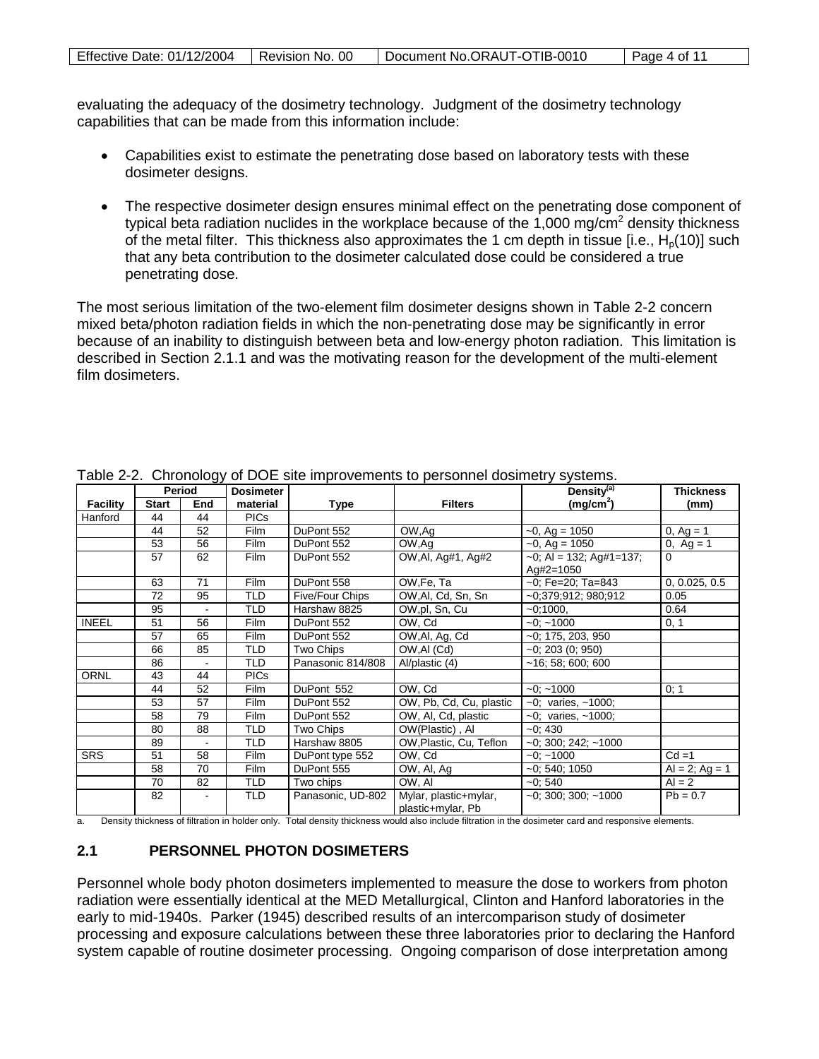evaluating the adequacy of the dosimetry technology. Judgment of the dosimetry technology capabilities that can be made from this information include:

- Capabilities exist to estimate the penetrating dose based on laboratory tests with these dosimeter designs.
- The respective dosimeter design ensures minimal effect on the penetrating dose component of typical beta radiation nuclides in the workplace because of the 1,000 mg/cm$^2$ density thickness of the metal filter. This thickness also approximates the 1 cm depth in tissue [i.e., $H_p(10)$] such that any beta contribution to the dosimeter calculated dose could be considered a true penetrating dose.

The most serious limitation of the two-element film dosimeter designs shown in Table 2-2 concern mixed beta/photon radiation fields in which the non-penetrating dose may be significantly in error because of an inability to distinguish between beta and low-energy photon radiation. This limitation is described in Section 2.1.1 and was the motivating reason for the development of the multi-element film dosimeters.

Table 2-2. Chronology of DOE site improvements to personnel dosimetry systems.

| Facility | Period | | Dosimeter | | | Density[a] | Thickness |
|---|---|---|---|---|---|---|---|
| | Start | End | material | Type | Filters | (mg/cm$^2$) | (mm) |
| Hanford | 44 | 44 | PICs | | | | |
| | 44 | 52 | Film | DuPont 552 | OW,Ag | ~0, Ag = 1050 | 0, Ag = 1 |
| | 53 | 56 | Film | DuPont 552 | OW,Ag | ~0, Ag = 1050 | 0, Ag = 1 |
| | 57 | 62 | Film | DuPont 552 | OW,Al, Ag#1, Ag#2 | ~0; Al = 132; Ag#1=137; Ag#2=1050 | 0 |
| | 63 | 71 | Film | DuPont 558 | OW,Fe, Ta | ~0; Fe=20; Ta=843 | 0, 0.025, 0.5 |
| | 72 | 95 | TLD | Five/Four Chips | OW,Al, Cd, Sn, Sn | ~0;379;912; 980;912 | 0.05 |
| | 95 | - | TLD | Harshaw 8825 | OW,pl, Sn, Cu | ~0;1000, | 0.64 |
| INEEL | 51 | 56 | Film | DuPont 552 | OW, Cd | ~0; ~1000 | 0, 1 |
| | 57 | 65 | Film | DuPont 552 | OW,Al, Ag, Cd | ~0; 175, 203, 950 | |
| | 66 | 85 | TLD | Two Chips | OW,Al (Cd) | ~0; 203 (0; 950) | |
| | 86 | - | TLD | Panasonic 814/808 | Al/plastic (4) | ~16; 58; 600; 600 | |
| ORNL | 43 | 44 | PICs | | | | |
| | 44 | 52 | Film | DuPont 552 | OW, Cd | ~0; ~1000 | 0; 1 |
| | 53 | 57 | Film | DuPont 552 | OW, Pb, Cd, Cu, plastic | ~0; varies, ~1000; | |
| | 58 | 79 | Film | DuPont 552 | OW, Al, Cd, plastic | ~0; varies, ~1000; | |
| | 80 | 88 | TLD | Two Chips | OW(Plastic) , Al | ~0; 430 | |
| | 89 | - | TLD | Harshaw 8805 | OW,Plastic, Cu, Teflon | ~0; 300; 242; ~1000 | |
| SRS | 51 | 58 | Film | DuPont type 552 | OW, Cd | ~0; ~1000 | Cd =1 |
| | 58 | 70 | Film | DuPont 555 | OW, Al, Ag | ~0; 540; 1050 | Al = 2; Ag = 1 |
| | 70 | 82 | TLD | Two chips | OW, Al | ~0; 540 | Al = 2 |
| | 82 | - | TLD | Panasonic, UD-802 | Mylar, plastic+mylar, plastic+mylar, Pb | ~0; 300; 300; ~1000 | Pb = 0.7 |

a. Density thickness of filtration in holder only. Total density thickness would also include filtration in the dosimeter card and responsive elements.

## 2.1 PERSONNEL PHOTON DOSIMETERS

Personnel whole body photon dosimeters implemented to measure the dose to workers from photon radiation were essentially identical at the MED Metallurgical, Clinton and Hanford laboratories in the early to mid-1940s. Parker (1945) described results of an intercomparison study of dosimeter processing and exposure calculations between these three laboratories prior to declaring the Hanford system capable of routine dosimeter processing. Ongoing comparison of dose interpretation among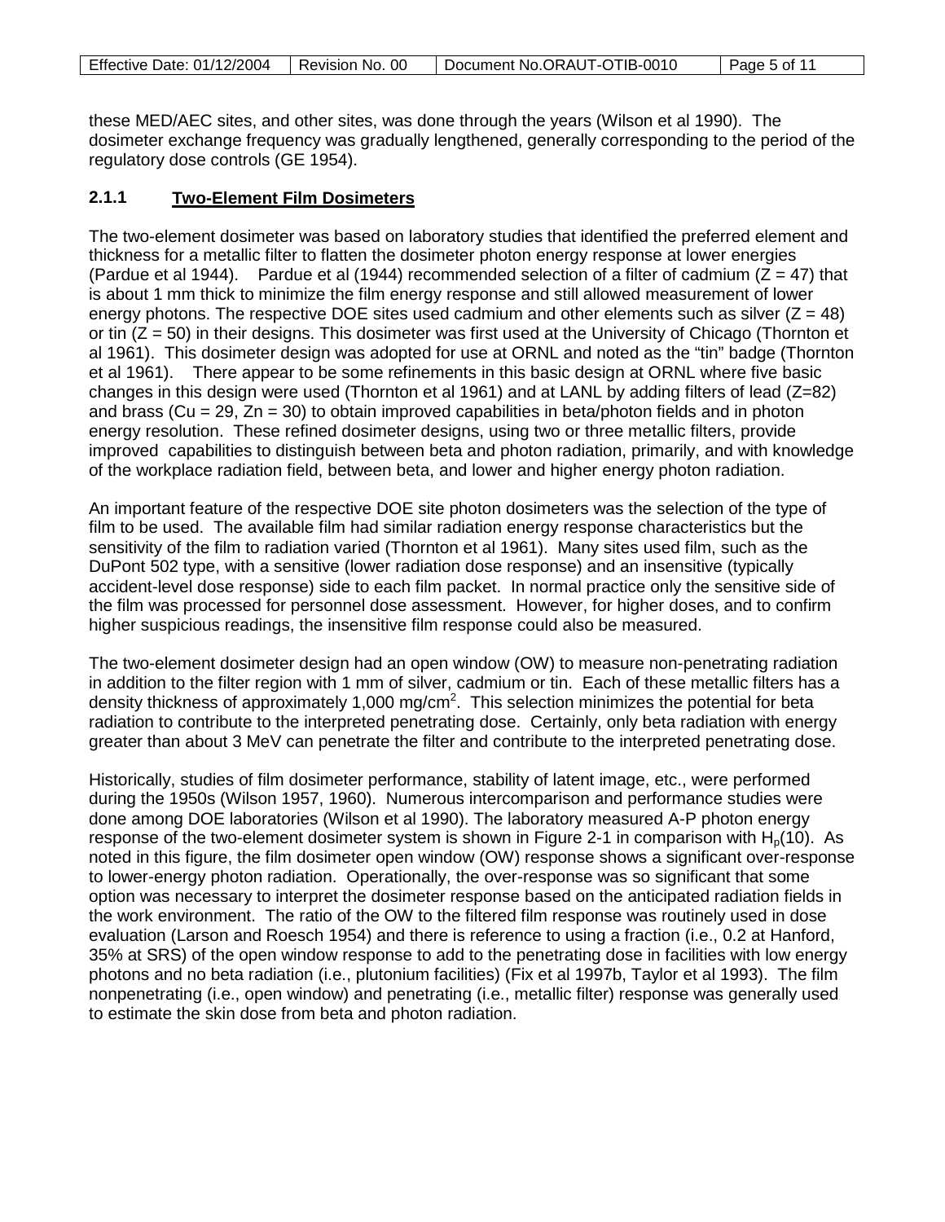these MED/AEC sites, and other sites, was done through the years (Wilson et al 1990). The dosimeter exchange frequency was gradually lengthened, generally corresponding to the period of the regulatory dose controls (GE 1954).

### 2.1.1 Two-Element Film Dosimeters

The two-element dosimeter was based on laboratory studies that identified the preferred element and thickness for a metallic filter to flatten the dosimeter photon energy response at lower energies (Pardue et al 1944). Pardue et al (1944) recommended selection of a filter of cadmium ($Z = 47$) that is about 1 mm thick to minimize the film energy response and still allowed measurement of lower energy photons. The respective DOE sites used cadmium and other elements such as silver ($Z = 48$) or tin ($Z = 50$) in their designs. This dosimeter was first used at the University of Chicago (Thornton et al 1961). This dosimeter design was adopted for use at ORNL and noted as the "tin" badge (Thornton et al 1961). There appear to be some refinements in this basic design at ORNL where five basic changes in this design were used (Thornton et al 1961) and at LANL by adding filters of lead ($Z=82$) and brass ($Cu = 29$, $Zn = 30$) to obtain improved capabilities in beta/photon fields and in photon energy resolution. These refined dosimeter designs, using two or three metallic filters, provide improved capabilities to distinguish between beta and photon radiation, primarily, and with knowledge of the workplace radiation field, between beta, and lower and higher energy photon radiation.

An important feature of the respective DOE site photon dosimeters was the selection of the type of film to be used. The available film had similar radiation energy response characteristics but the sensitivity of the film to radiation varied (Thornton et al 1961). Many sites used film, such as the DuPont 502 type, with a sensitive (lower radiation dose response) and an insensitive (typically accident-level dose response) side to each film packet. In normal practice only the sensitive side of the film was processed for personnel dose assessment. However, for higher doses, and to confirm higher suspicious readings, the insensitive film response could also be measured.

The two-element dosimeter design had an open window (OW) to measure non-penetrating radiation in addition to the filter region with 1 mm of silver, cadmium or tin. Each of these metallic filters has a density thickness of approximately 1,000 $mg/cm^2$. This selection minimizes the potential for beta radiation to contribute to the interpreted penetrating dose. Certainly, only beta radiation with energy greater than about 3 MeV can penetrate the filter and contribute to the interpreted penetrating dose.

Historically, studies of film dosimeter performance, stability of latent image, etc., were performed during the 1950s (Wilson 1957, 1960). Numerous intercomparison and performance studies were done among DOE laboratories (Wilson et al 1990). The laboratory measured A-P photon energy response of the two-element dosimeter system is shown in Figure 2-1 in comparison with $H_p(10)$. As noted in this figure, the film dosimeter open window (OW) response shows a significant over-response to lower-energy photon radiation. Operationally, the over-response was so significant that some option was necessary to interpret the dosimeter response based on the anticipated radiation fields in the work environment. The ratio of the OW to the filtered film response was routinely used in dose evaluation (Larson and Roesch 1954) and there is reference to using a fraction (i.e., 0.2 at Hanford, 35% at SRS) of the open window response to add to the penetrating dose in facilities with low energy photons and no beta radiation (i.e., plutonium facilities) (Fix et al 1997b, Taylor et al 1993). The film nonpenetrating (i.e., open window) and penetrating (i.e., metallic filter) response was generally used to estimate the skin dose from beta and photon radiation.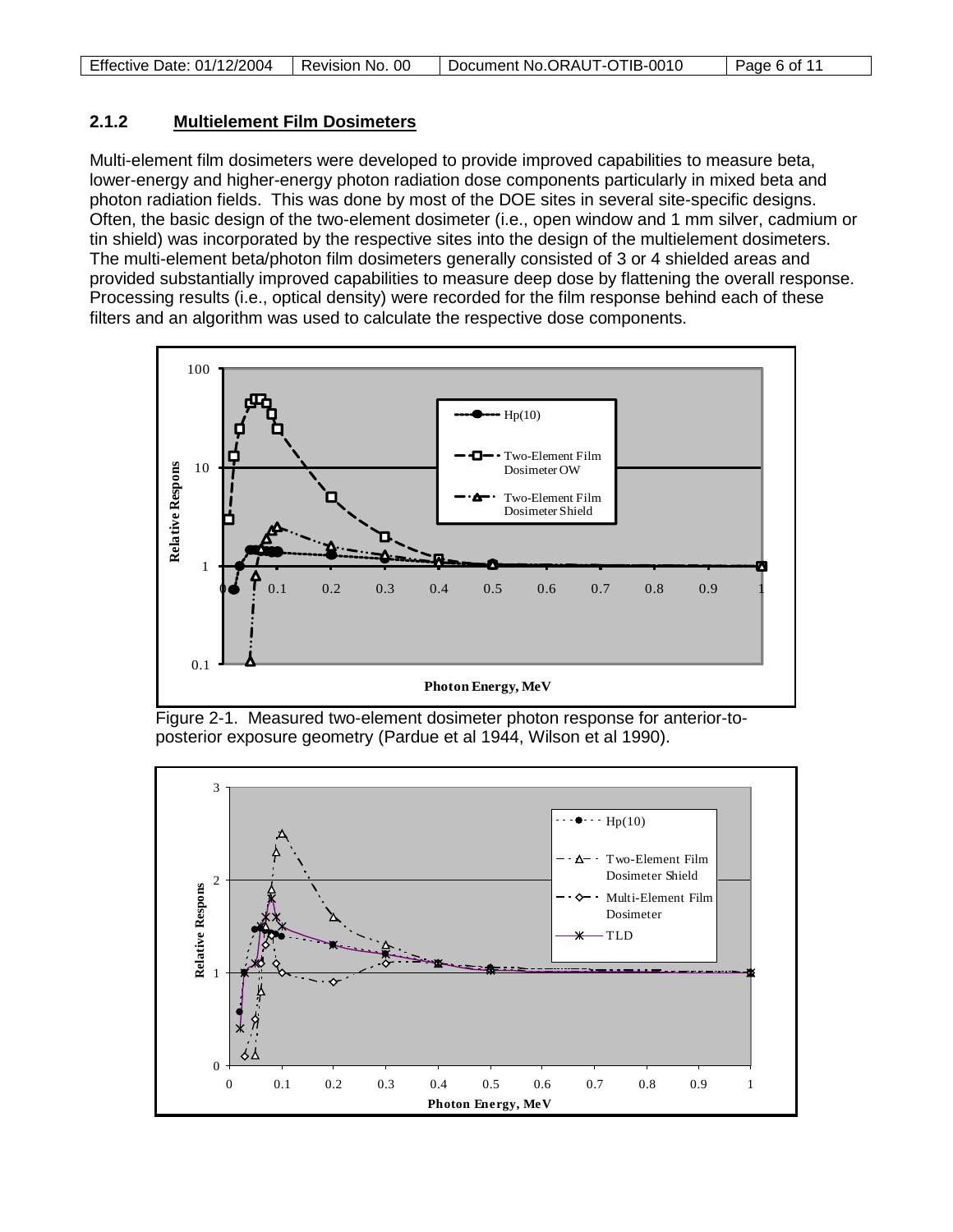### 2.1.2 Multielement Film Dosimeters

Multi-element film dosimeters were developed to provide improved capabilities to measure beta, lower-energy and higher-energy photon radiation dose components particularly in mixed beta and photon radiation fields. This was done by most of the DOE sites in several site-specific designs. Often, the basic design of the two-element dosimeter (i.e., open window and 1 mm silver, cadmium or tin shield) was incorporated by the respective sites into the design of the multielement dosimeters. The multi-element beta/photon film dosimeters generally consisted of 3 or 4 shielded areas and provided substantially improved capabilities to measure deep dose by flattening the overall response. Processing results (i.e., optical density) were recorded for the film response behind each of these filters and an algorithm was used to calculate the respective dose components.

Figure 2-1. Measured two-element dosimeter photon response for anterior-to-posterior exposure geometry (Pardue et al 1944, Wilson et al 1990).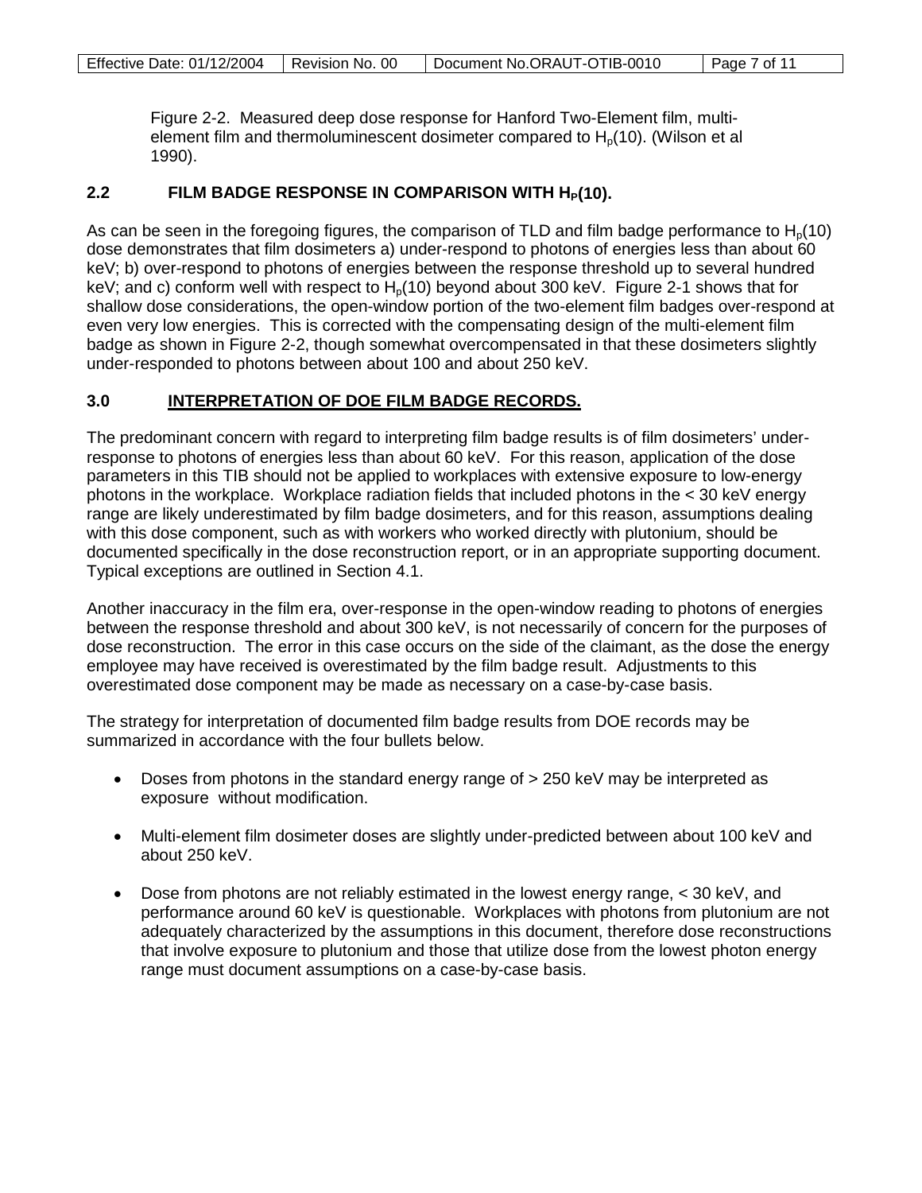Figure 2-2. Measured deep dose response for Hanford Two-Element film, multi-element film and thermoluminescent dosimeter compared to $H_p(10)$. (Wilson et al 1990).

## 2.2 FILM BADGE RESPONSE IN COMPARISON WITH $H_P(10)$.

As can be seen in the foregoing figures, the comparison of TLD and film badge performance to $H_p(10)$ dose demonstrates that film dosimeters a) under-respond to photons of energies less than about 60 keV; b) over-respond to photons of energies between the response threshold up to several hundred keV; and c) conform well with respect to $H_p(10)$ beyond about 300 keV. Figure 2-1 shows that for shallow dose considerations, the open-window portion of the two-element film badges over-respond at even very low energies. This is corrected with the compensating design of the multi-element film badge as shown in Figure 2-2, though somewhat overcompensated in that these dosimeters slightly under-responded to photons between about 100 and about 250 keV.

## 3.0 INTERPRETATION OF DOE FILM BADGE RECORDS.

The predominant concern with regard to interpreting film badge results is of film dosimeters' under-response to photons of energies less than about 60 keV. For this reason, application of the dose parameters in this TIB should not be applied to workplaces with extensive exposure to low-energy photons in the workplace. Workplace radiation fields that included photons in the < 30 keV energy range are likely underestimated by film badge dosimeters, and for this reason, assumptions dealing with this dose component, such as with workers who worked directly with plutonium, should be documented specifically in the dose reconstruction report, or in an appropriate supporting document. Typical exceptions are outlined in Section 4.1.

Another inaccuracy in the film era, over-response in the open-window reading to photons of energies between the response threshold and about 300 keV, is not necessarily of concern for the purposes of dose reconstruction. The error in this case occurs on the side of the claimant, as the dose the energy employee may have received is overestimated by the film badge result. Adjustments to this overestimated dose component may be made as necessary on a case-by-case basis.

The strategy for interpretation of documented film badge results from DOE records may be summarized in accordance with the four bullets below.

- Doses from photons in the standard energy range of > 250 keV may be interpreted as exposure without modification.
- Multi-element film dosimeter doses are slightly under-predicted between about 100 keV and about 250 keV.
- Dose from photons are not reliably estimated in the lowest energy range, < 30 keV, and performance around 60 keV is questionable. Workplaces with photons from plutonium are not adequately characterized by the assumptions in this document, therefore dose reconstructions that involve exposure to plutonium and those that utilize dose from the lowest photon energy range must document assumptions on a case-by-case basis.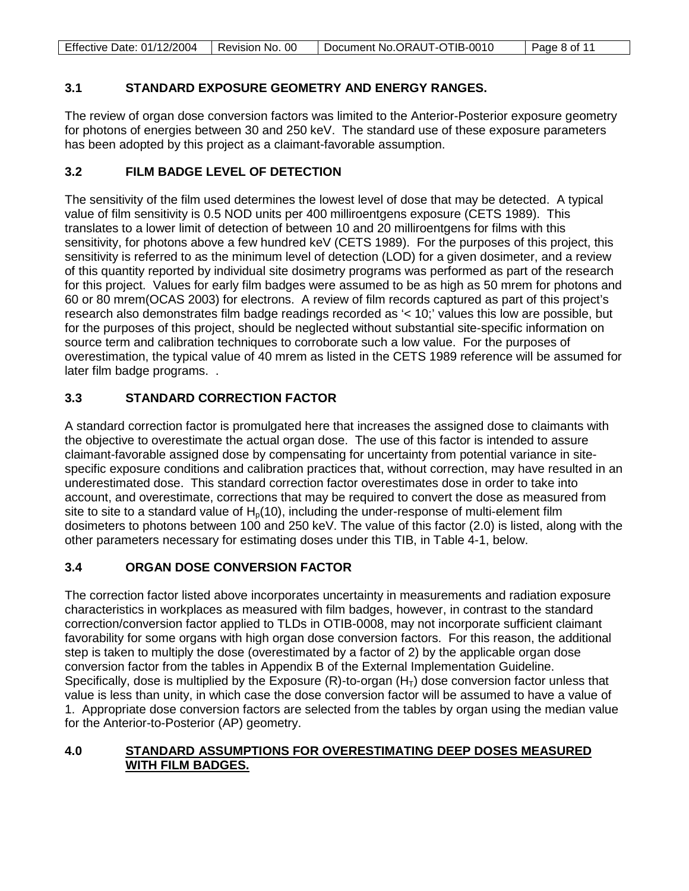### 3.1 STANDARD EXPOSURE GEOMETRY AND ENERGY RANGES.

The review of organ dose conversion factors was limited to the Anterior-Posterior exposure geometry for photons of energies between 30 and 250 keV. The standard use of these exposure parameters has been adopted by this project as a claimant-favorable assumption.

### 3.2 FILM BADGE LEVEL OF DETECTION

The sensitivity of the film used determines the lowest level of dose that may be detected. A typical value of film sensitivity is 0.5 NOD units per 400 milliroentgens exposure (CETS 1989). This translates to a lower limit of detection of between 10 and 20 milliroentgens for films with this sensitivity, for photons above a few hundred keV (CETS 1989). For the purposes of this project, this sensitivity is referred to as the minimum level of detection (LOD) for a given dosimeter, and a review of this quantity reported by individual site dosimetry programs was performed as part of the research for this project. Values for early film badges were assumed to be as high as 50 mrem for photons and 60 or 80 mrem(OCAS 2003) for electrons. A review of film records captured as part of this project's research also demonstrates film badge readings recorded as '< 10;' values this low are possible, but for the purposes of this project, should be neglected without substantial site-specific information on source term and calibration techniques to corroborate such a low value. For the purposes of overestimation, the typical value of 40 mrem as listed in the CETS 1989 reference will be assumed for later film badge programs. .

### 3.3 STANDARD CORRECTION FACTOR

A standard correction factor is promulgated here that increases the assigned dose to claimants with the objective to overestimate the actual organ dose. The use of this factor is intended to assure claimant-favorable assigned dose by compensating for uncertainty from potential variance in site-specific exposure conditions and calibration practices that, without correction, may have resulted in an underestimated dose. This standard correction factor overestimates dose in order to take into account, and overestimate, corrections that may be required to convert the dose as measured from site to site to a standard value of $H_p(10)$, including the under-response of multi-element film dosimeters to photons between 100 and 250 keV. The value of this factor (2.0) is listed, along with the other parameters necessary for estimating doses under this TIB, in Table 4-1, below.

### 3.4 ORGAN DOSE CONVERSION FACTOR

The correction factor listed above incorporates uncertainty in measurements and radiation exposure characteristics in workplaces as measured with film badges, however, in contrast to the standard correction/conversion factor applied to TLDs in OTIB-0008, may not incorporate sufficient claimant favorability for some organs with high organ dose conversion factors. For this reason, the additional step is taken to multiply the dose (overestimated by a factor of 2) by the applicable organ dose conversion factor from the tables in Appendix B of the External Implementation Guideline. Specifically, dose is multiplied by the Exposure (R)-to-organ ($H_T$) dose conversion factor unless that value is less than unity, in which case the dose conversion factor will be assumed to have a value of 1. Appropriate dose conversion factors are selected from the tables by organ using the median value for the Anterior-to-Posterior (AP) geometry.

## 4.0 STANDARD ASSUMPTIONS FOR OVERESTIMATING DEEP DOSES MEASURED WITH FILM BADGES.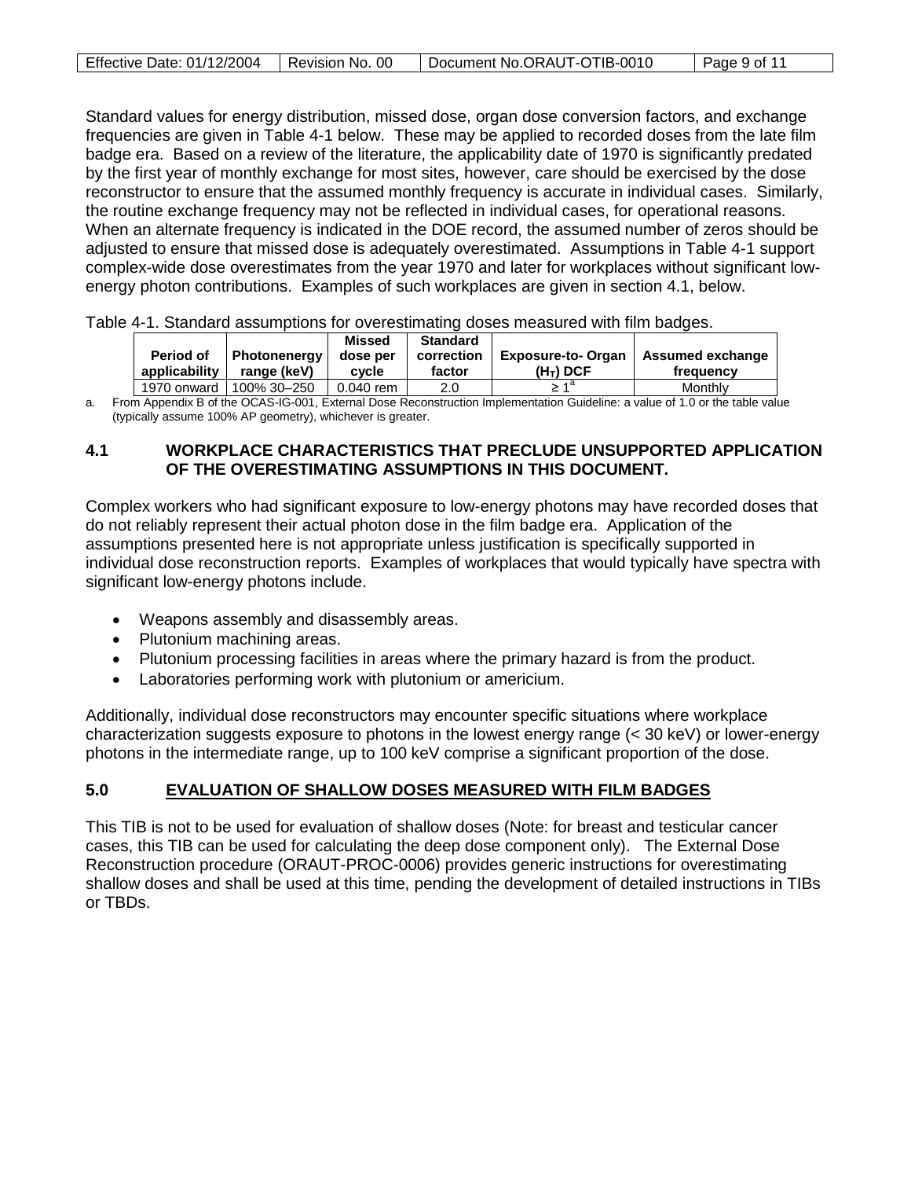Standard values for energy distribution, missed dose, organ dose conversion factors, and exchange frequencies are given in Table 4-1 below. These may be applied to recorded doses from the late film badge era. Based on a review of the literature, the applicability date of 1970 is significantly predated by the first year of monthly exchange for most sites, however, care should be exercised by the dose reconstructor to ensure that the assumed monthly frequency is accurate in individual cases. Similarly, the routine exchange frequency may not be reflected in individual cases, for operational reasons. When an alternate frequency is indicated in the DOE record, the assumed number of zeros should be adjusted to ensure that missed dose is adequately overestimated. Assumptions in Table 4-1 support complex-wide dose overestimates from the year 1970 and later for workplaces without significant low-energy photon contributions. Examples of such workplaces are given in section 4.1, below.

Table 4-1. Standard assumptions for overestimating doses measured with film badges.

| Period of applicability | Photonenergy range (keV) | Missed dose per cycle | Standard correction factor | Exposure-to- Organ ($H_T$) DCF | Assumed exchange frequency |
|---|---|---|---|---|---|
| 1970 onward | 100% 30–250 | 0.040 rem | 2.0 | ≥ 1[a] | Monthly |

a. From Appendix B of the OCAS-IG-001, External Dose Reconstruction Implementation Guideline: a value of 1.0 or the table value (typically assume 100% AP geometry), whichever is greater.

## 4.1 WORKPLACE CHARACTERISTICS THAT PRECLUDE UNSUPPORTED APPLICATION OF THE OVERESTIMATING ASSUMPTIONS IN THIS DOCUMENT.

Complex workers who had significant exposure to low-energy photons may have recorded doses that do not reliably represent their actual photon dose in the film badge era. Application of the assumptions presented here is not appropriate unless justification is specifically supported in individual dose reconstruction reports. Examples of workplaces that would typically have spectra with significant low-energy photons include.

- Weapons assembly and disassembly areas.
- Plutonium machining areas.
- Plutonium processing facilities in areas where the primary hazard is from the product.
- Laboratories performing work with plutonium or americium.

Additionally, individual dose reconstructors may encounter specific situations where workplace characterization suggests exposure to photons in the lowest energy range (< 30 keV) or lower-energy photons in the intermediate range, up to 100 keV comprise a significant proportion of the dose.

## 5.0 EVALUATION OF SHALLOW DOSES MEASURED WITH FILM BADGES

This TIB is not to be used for evaluation of shallow doses (Note: for breast and testicular cancer cases, this TIB can be used for calculating the deep dose component only). The External Dose Reconstruction procedure (ORAUT-PROC-0006) provides generic instructions for overestimating shallow doses and shall be used at this time, pending the development of detailed instructions in TIBs or TBDs.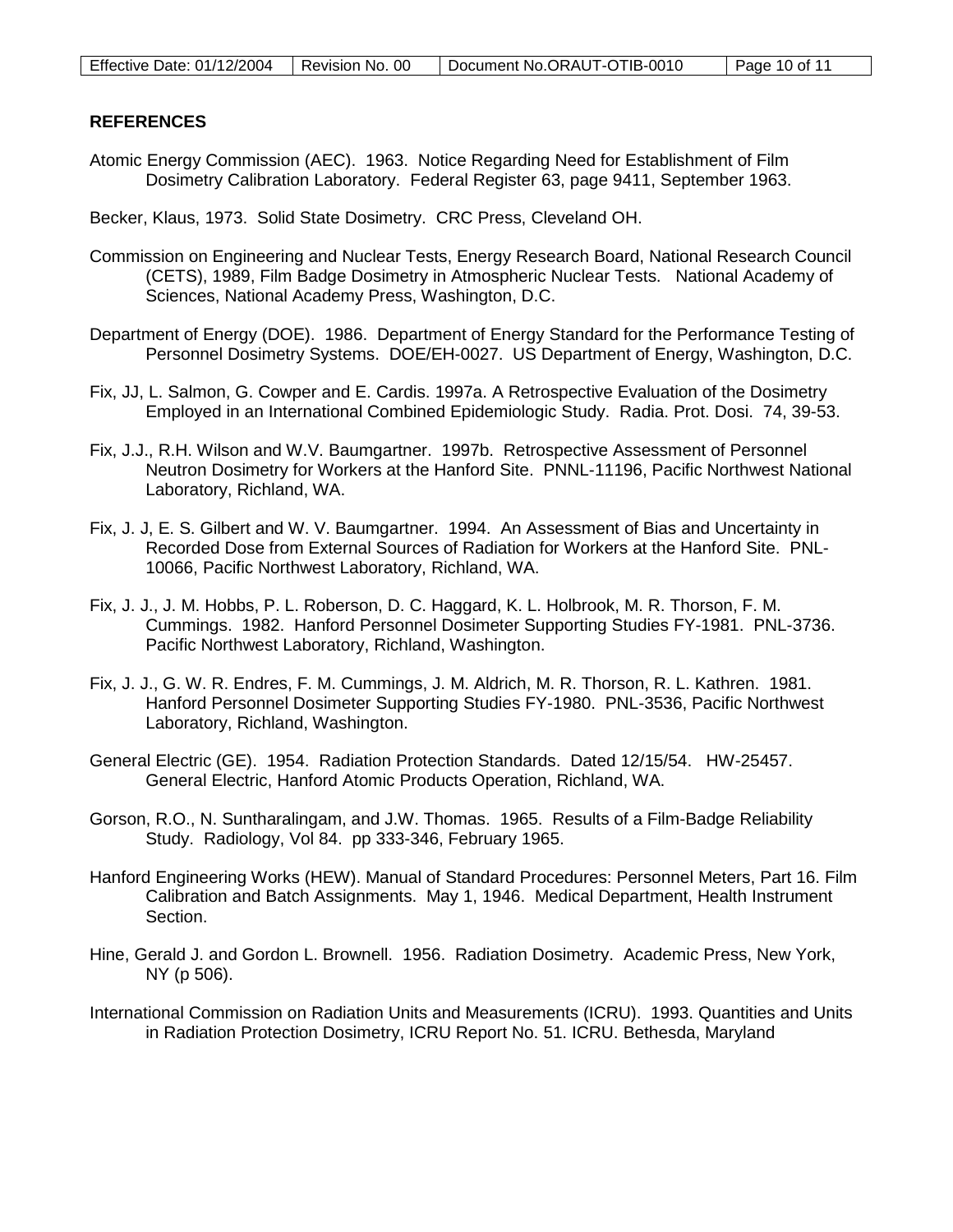## REFERENCES

Atomic Energy Commission (AEC). 1963. Notice Regarding Need for Establishment of Film Dosimetry Calibration Laboratory. Federal Register 63, page 9411, September 1963.

Becker, Klaus, 1973. Solid State Dosimetry. CRC Press, Cleveland OH.

Commission on Engineering and Nuclear Tests, Energy Research Board, National Research Council (CETS), 1989, Film Badge Dosimetry in Atmospheric Nuclear Tests. National Academy of Sciences, National Academy Press, Washington, D.C.

Department of Energy (DOE). 1986. Department of Energy Standard for the Performance Testing of Personnel Dosimetry Systems. DOE/EH-0027. US Department of Energy, Washington, D.C.

Fix, JJ, L. Salmon, G. Cowper and E. Cardis. 1997a. A Retrospective Evaluation of the Dosimetry Employed in an International Combined Epidemiologic Study. Radia. Prot. Dosi. 74, 39-53.

Fix, J.J., R.H. Wilson and W.V. Baumgartner. 1997b. Retrospective Assessment of Personnel Neutron Dosimetry for Workers at the Hanford Site. PNNL-11196, Pacific Northwest National Laboratory, Richland, WA.

Fix, J. J, E. S. Gilbert and W. V. Baumgartner. 1994. An Assessment of Bias and Uncertainty in Recorded Dose from External Sources of Radiation for Workers at the Hanford Site. PNL-10066, Pacific Northwest Laboratory, Richland, WA.

Fix, J. J., J. M. Hobbs, P. L. Roberson, D. C. Haggard, K. L. Holbrook, M. R. Thorson, F. M. Cummings. 1982. Hanford Personnel Dosimeter Supporting Studies FY-1981. PNL-3736. Pacific Northwest Laboratory, Richland, Washington.

Fix, J. J., G. W. R. Endres, F. M. Cummings, J. M. Aldrich, M. R. Thorson, R. L. Kathren. 1981. Hanford Personnel Dosimeter Supporting Studies FY-1980. PNL-3536, Pacific Northwest Laboratory, Richland, Washington.

General Electric (GE). 1954. Radiation Protection Standards. Dated 12/15/54. HW-25457. General Electric, Hanford Atomic Products Operation, Richland, WA.

Gorson, R.O., N. Suntharalingam, and J.W. Thomas. 1965. Results of a Film-Badge Reliability Study. Radiology, Vol 84. pp 333-346, February 1965.

Hanford Engineering Works (HEW). Manual of Standard Procedures: Personnel Meters, Part 16. Film Calibration and Batch Assignments. May 1, 1946. Medical Department, Health Instrument Section.

Hine, Gerald J. and Gordon L. Brownell. 1956. Radiation Dosimetry. Academic Press, New York, NY (p 506).

International Commission on Radiation Units and Measurements (ICRU). 1993. Quantities and Units in Radiation Protection Dosimetry, ICRU Report No. 51. ICRU. Bethesda, Maryland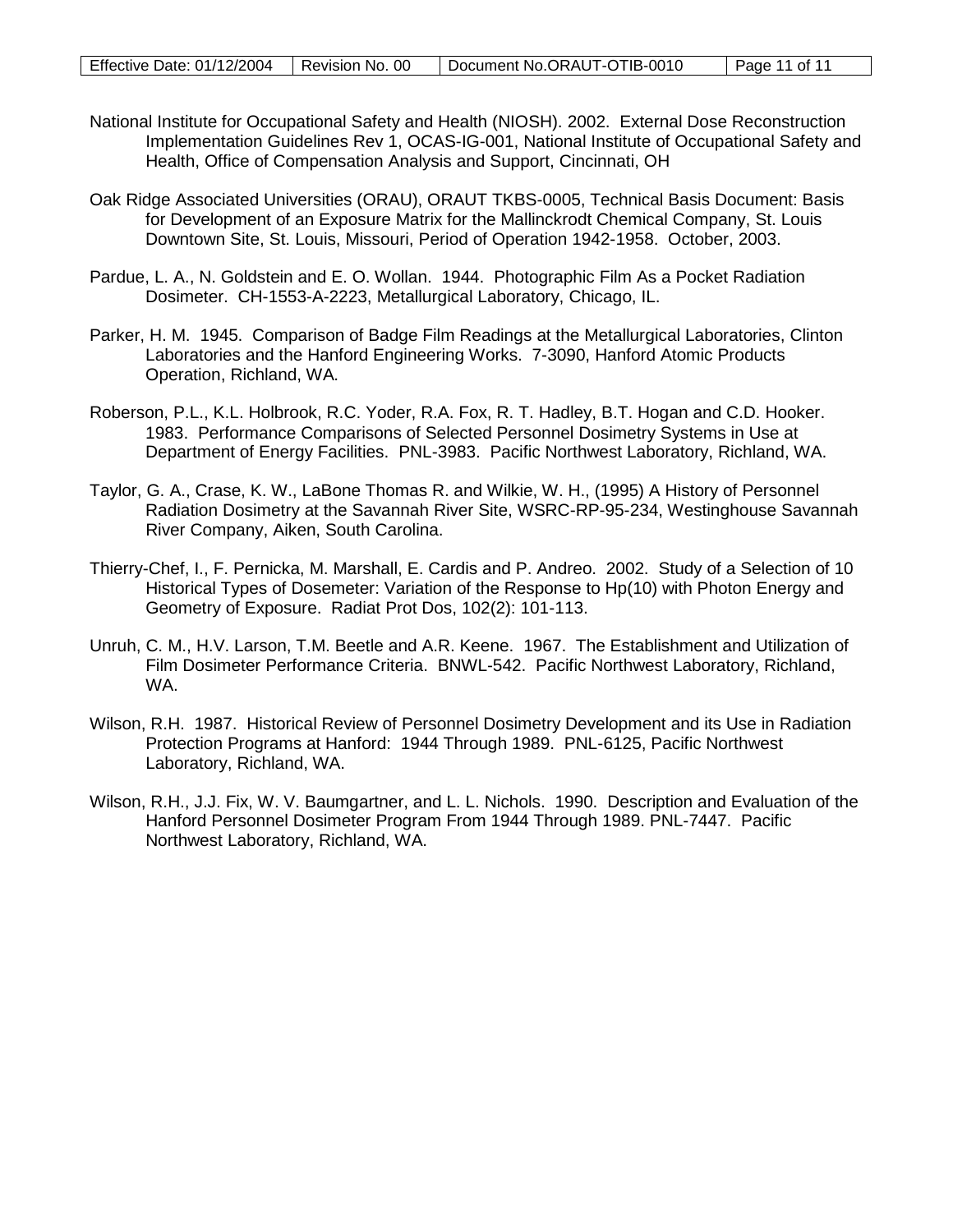National Institute for Occupational Safety and Health (NIOSH). 2002. External Dose Reconstruction Implementation Guidelines Rev 1, OCAS-IG-001, National Institute of Occupational Safety and Health, Office of Compensation Analysis and Support, Cincinnati, OH

Oak Ridge Associated Universities (ORAU), ORAUT TKBS-0005, Technical Basis Document: Basis for Development of an Exposure Matrix for the Mallinckrodt Chemical Company, St. Louis Downtown Site, St. Louis, Missouri, Period of Operation 1942-1958. October, 2003.

Pardue, L. A., N. Goldstein and E. O. Wollan. 1944. Photographic Film As a Pocket Radiation Dosimeter. CH-1553-A-2223, Metallurgical Laboratory, Chicago, IL.

Parker, H. M. 1945. Comparison of Badge Film Readings at the Metallurgical Laboratories, Clinton Laboratories and the Hanford Engineering Works. 7-3090, Hanford Atomic Products Operation, Richland, WA.

Roberson, P.L., K.L. Holbrook, R.C. Yoder, R.A. Fox, R. T. Hadley, B.T. Hogan and C.D. Hooker. 1983. Performance Comparisons of Selected Personnel Dosimetry Systems in Use at Department of Energy Facilities. PNL-3983. Pacific Northwest Laboratory, Richland, WA.

Taylor, G. A., Crase, K. W., LaBone Thomas R. and Wilkie, W. H., (1995) A History of Personnel Radiation Dosimetry at the Savannah River Site, WSRC-RP-95-234, Westinghouse Savannah River Company, Aiken, South Carolina.

Thierry-Chef, I., F. Pernicka, M. Marshall, E. Cardis and P. Andreo. 2002. Study of a Selection of 10 Historical Types of Dosemeter: Variation of the Response to Hp(10) with Photon Energy and Geometry of Exposure. Radiat Prot Dos, 102(2): 101-113.

Unruh, C. M., H.V. Larson, T.M. Beetle and A.R. Keene. 1967. The Establishment and Utilization of Film Dosimeter Performance Criteria. BNWL-542. Pacific Northwest Laboratory, Richland, WA.

Wilson, R.H. 1987. Historical Review of Personnel Dosimetry Development and its Use in Radiation Protection Programs at Hanford: 1944 Through 1989. PNL-6125, Pacific Northwest Laboratory, Richland, WA.

Wilson, R.H., J.J. Fix, W. V. Baumgartner, and L. L. Nichols. 1990. Description and Evaluation of the Hanford Personnel Dosimeter Program From 1944 Through 1989. PNL-7447. Pacific Northwest Laboratory, Richland, WA.